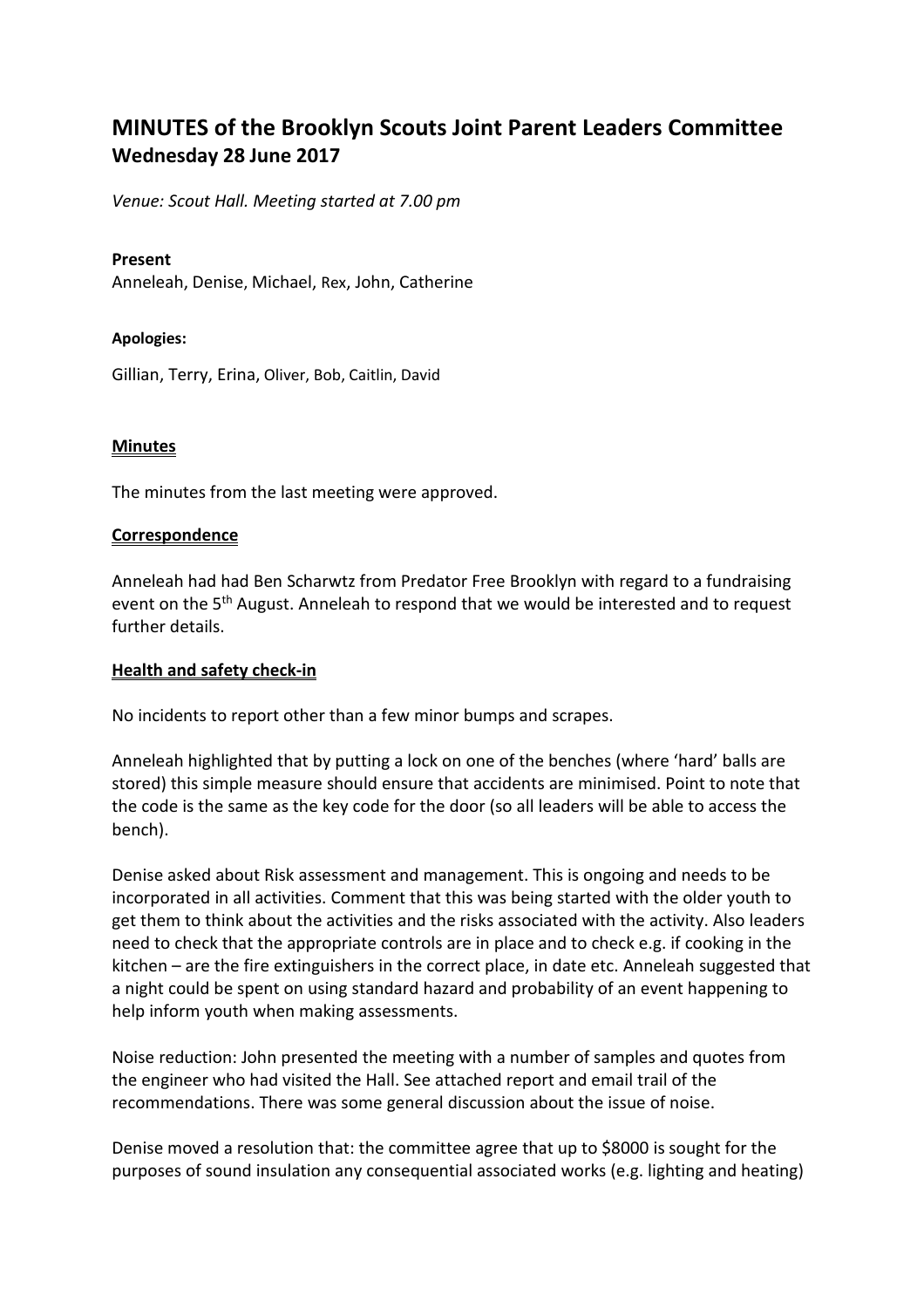# MINUTES of the Brooklyn Scouts Joint Parent Leaders Committee
## Wednesday 28 June 2017

*Venue: Scout Hall. Meeting started at 7.00 pm*

**Present**

Anneleah, Denise, Michael, Rex, John, Catherine

**Apologies:**

Gillian, Terry, Erina, Oliver, Bob, Caitlin, David

**Minutes**

The minutes from the last meeting were approved.

**Correspondence**

Anneleah had had Ben Scharwtz from Predator Free Brooklyn with regard to a fundraising event on the 5th August. Anneleah to respond that we would be interested and to request further details.

**Health and safety check-in**

No incidents to report other than a few minor bumps and scrapes.

Anneleah highlighted that by putting a lock on one of the benches (where 'hard' balls are stored) this simple measure should ensure that accidents are minimised. Point to note that the code is the same as the key code for the door (so all leaders will be able to access the bench).

Denise asked about Risk assessment and management. This is ongoing and needs to be incorporated in all activities. Comment that this was being started with the older youth to get them to think about the activities and the risks associated with the activity. Also leaders need to check that the appropriate controls are in place and to check e.g. if cooking in the kitchen – are the fire extinguishers in the correct place, in date etc. Anneleah suggested that a night could be spent on using standard hazard and probability of an event happening to help inform youth when making assessments.

Noise reduction: John presented the meeting with a number of samples and quotes from the engineer who had visited the Hall. See attached report and email trail of the recommendations. There was some general discussion about the issue of noise.

Denise moved a resolution that: the committee agree that up to $8000 is sought for the purposes of sound insulation any consequential associated works (e.g. lighting and heating)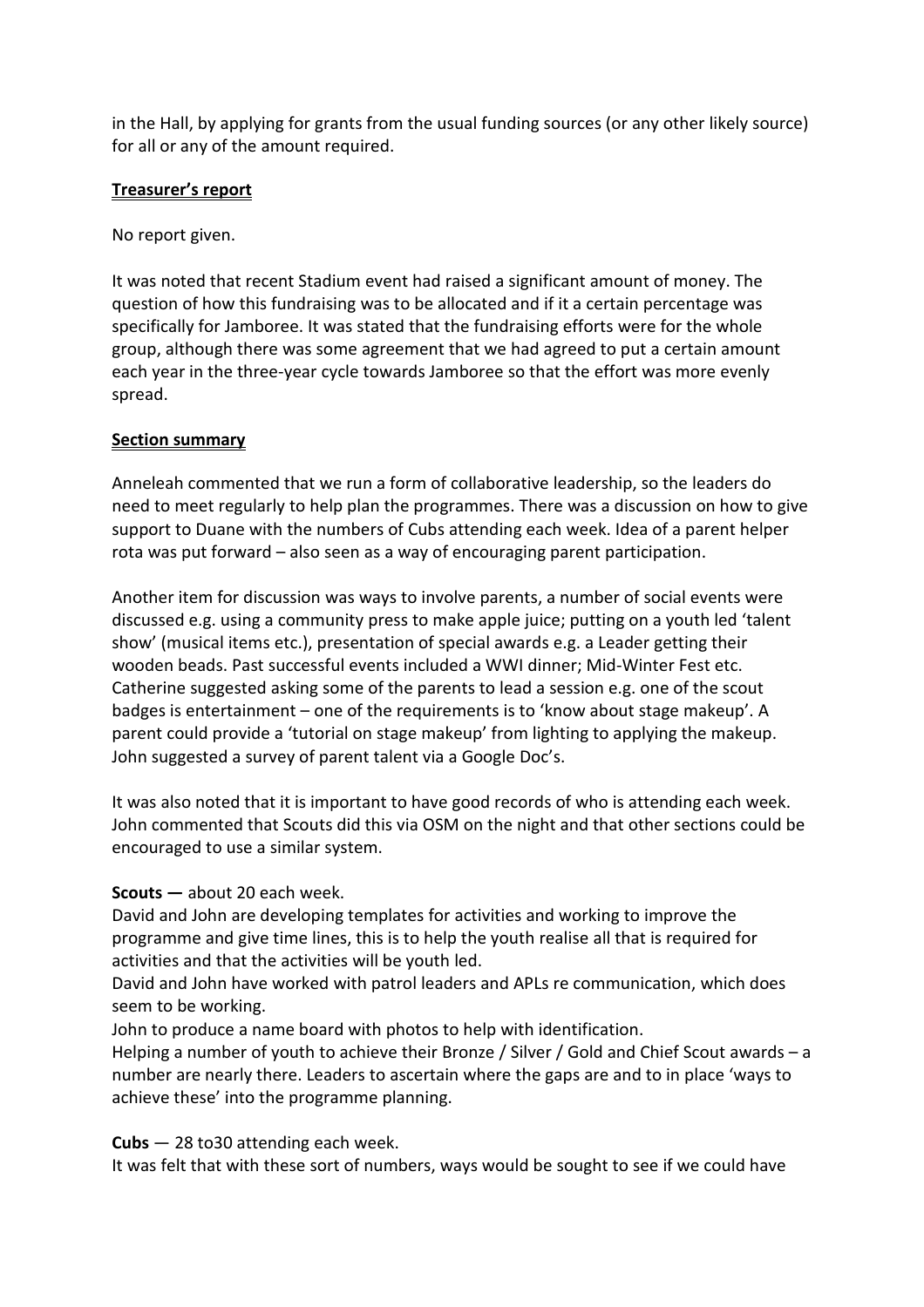in the Hall, by applying for grants from the usual funding sources (or any other likely source) for all or any of the amount required.

## Treasurer's report

No report given.

It was noted that recent Stadium event had raised a significant amount of money. The question of how this fundraising was to be allocated and if it a certain percentage was specifically for Jamboree. It was stated that the fundraising efforts were for the whole group, although there was some agreement that we had agreed to put a certain amount each year in the three-year cycle towards Jamboree so that the effort was more evenly spread.

## Section summary

Anneleah commented that we run a form of collaborative leadership, so the leaders do need to meet regularly to help plan the programmes. There was a discussion on how to give support to Duane with the numbers of Cubs attending each week. Idea of a parent helper rota was put forward – also seen as a way of encouraging parent participation.

Another item for discussion was ways to involve parents, a number of social events were discussed e.g. using a community press to make apple juice; putting on a youth led 'talent show' (musical items etc.), presentation of special awards e.g. a Leader getting their wooden beads. Past successful events included a WWI dinner; Mid-Winter Fest etc. Catherine suggested asking some of the parents to lead a session e.g. one of the scout badges is entertainment – one of the requirements is to 'know about stage makeup'. A parent could provide a 'tutorial on stage makeup' from lighting to applying the makeup. John suggested a survey of parent talent via a Google Doc's.

It was also noted that it is important to have good records of who is attending each week. John commented that Scouts did this via OSM on the night and that other sections could be encouraged to use a similar system.

**Scouts —** about 20 each week.
David and John are developing templates for activities and working to improve the programme and give time lines, this is to help the youth realise all that is required for activities and that the activities will be youth led.
David and John have worked with patrol leaders and APLs re communication, which does seem to be working.
John to produce a name board with photos to help with identification.
Helping a number of youth to achieve their Bronze / Silver / Gold and Chief Scout awards – a number are nearly there. Leaders to ascertain where the gaps are and to in place 'ways to achieve these' into the programme planning.

**Cubs** — 28 to30 attending each week.
It was felt that with these sort of numbers, ways would be sought to see if we could have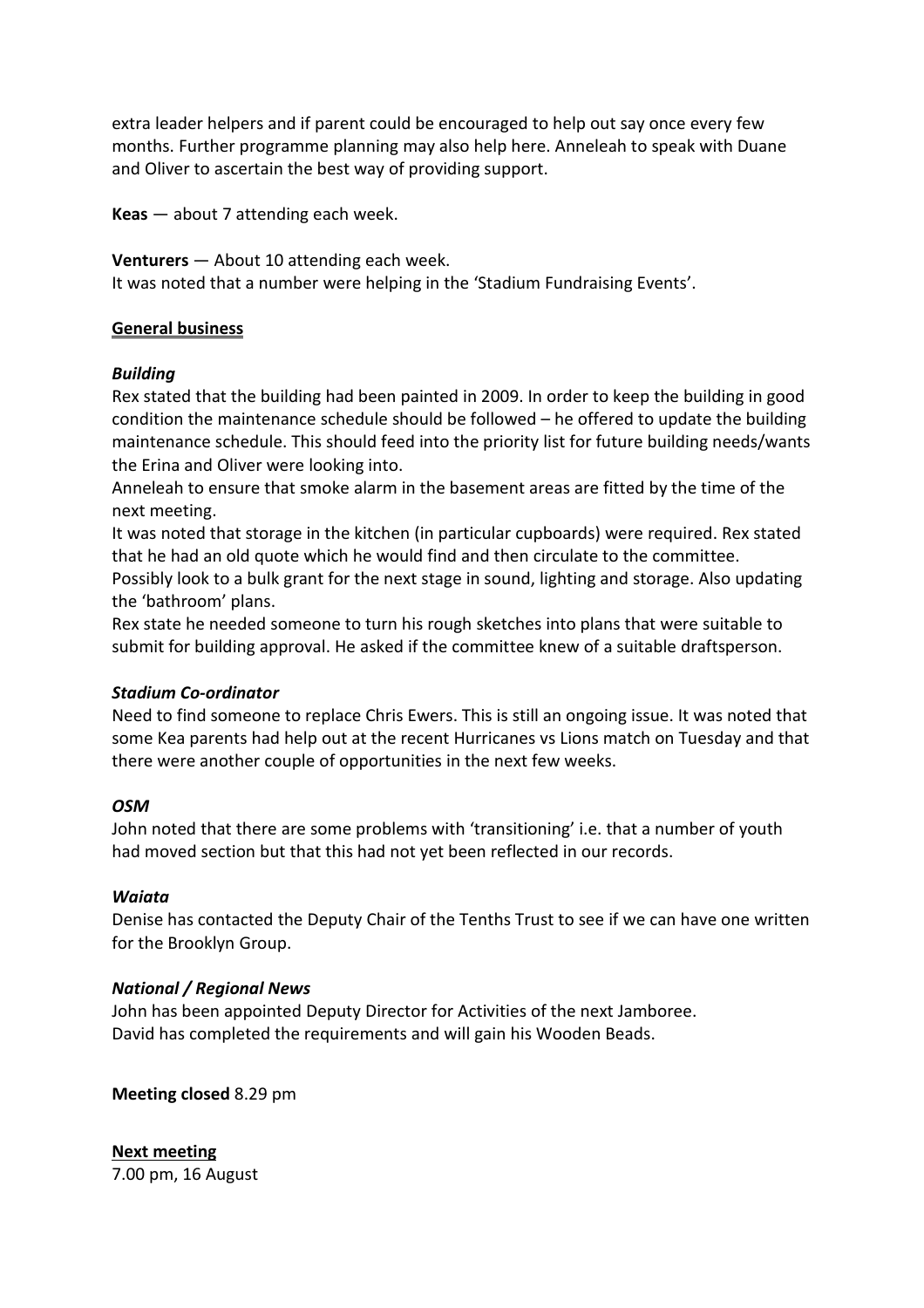extra leader helpers and if parent could be encouraged to help out say once every few months. Further programme planning may also help here. Anneleah to speak with Duane and Oliver to ascertain the best way of providing support.

**Keas** — about 7 attending each week.

**Venturers** — About 10 attending each week.
It was noted that a number were helping in the 'Stadium Fundraising Events'.

## General business

### *Building*

Rex stated that the building had been painted in 2009. In order to keep the building in good condition the maintenance schedule should be followed – he offered to update the building maintenance schedule. This should feed into the priority list for future building needs/wants the Erina and Oliver were looking into.
Anneleah to ensure that smoke alarm in the basement areas are fitted by the time of the next meeting.
It was noted that storage in the kitchen (in particular cupboards) were required. Rex stated that he had an old quote which he would find and then circulate to the committee.
Possibly look to a bulk grant for the next stage in sound, lighting and storage. Also updating the 'bathroom' plans.
Rex state he needed someone to turn his rough sketches into plans that were suitable to submit for building approval. He asked if the committee knew of a suitable draftsperson.

### *Stadium Co-ordinator*

Need to find someone to replace Chris Ewers. This is still an ongoing issue. It was noted that some Kea parents had help out at the recent Hurricanes vs Lions match on Tuesday and that there were another couple of opportunities in the next few weeks.

### *OSM*

John noted that there are some problems with 'transitioning' i.e. that a number of youth had moved section but that this had not yet been reflected in our records.

### *Waiata*

Denise has contacted the Deputy Chair of the Tenths Trust to see if we can have one written for the Brooklyn Group.

### *National / Regional News*

John has been appointed Deputy Director for Activities of the next Jamboree.
David has completed the requirements and will gain his Wooden Beads.

**Meeting closed** 8.29 pm

**Next meeting**
7.00 pm, 16 August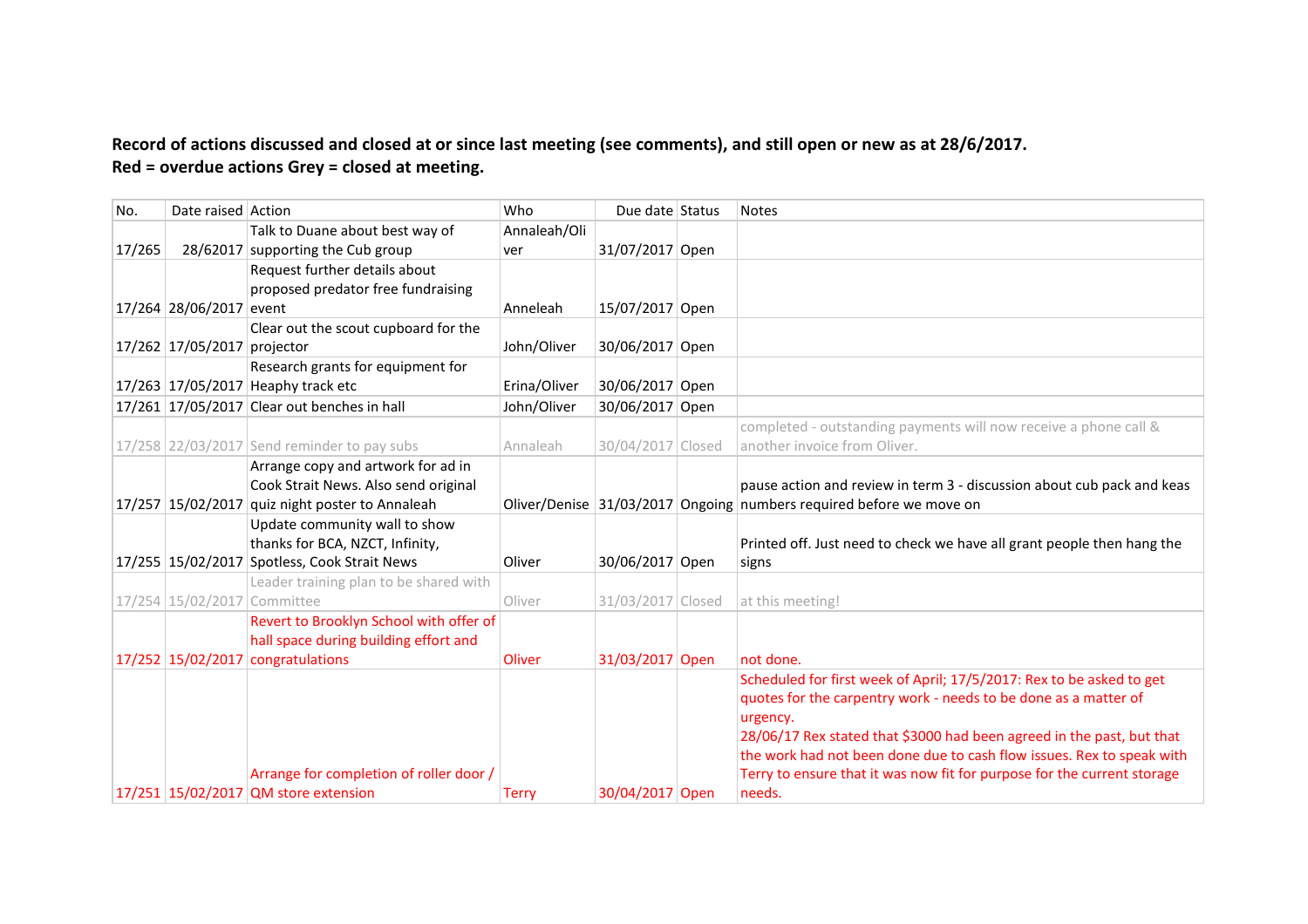**Record of actions discussed and closed at or since last meeting (see comments), and still open or new as at 28/6/2017.**
**Red = overdue actions Grey = closed at meeting.**

| No. | Date raised | Action | Who | Due date | Status | Notes |
|---|---|---|---|---|---|---|
| 17/265 | 28/62017 | Talk to Duane about best way of supporting the Cub group | Annaleah/Oliver | 31/07/2017 | Open | |
| 17/264 | 28/06/2017 | Request further details about proposed predator free fundraising event | Anneleah | 15/07/2017 | Open | |
| 17/262 | 17/05/2017 | Clear out the scout cupboard for the projector | John/Oliver | 30/06/2017 | Open | |
| 17/263 | 17/05/2017 | Research grants for equipment for Heaphy track etc | Erina/Oliver | 30/06/2017 | Open | |
| 17/261 | 17/05/2017 | Clear out benches in hall | John/Oliver | 30/06/2017 | Open | |
| 17/258 | 22/03/2017 | Send reminder to pay subs | Annaleah | 30/04/2017 | Closed | completed - outstanding payments will now receive a phone call & another invoice from Oliver. |
| 17/257 | 15/02/2017 | Arrange copy and artwork for ad in Cook Strait News. Also send original quiz night poster to Annaleah | Oliver/Denise | 31/03/2017 | Ongoing | pause action and review in term 3 - discussion about cub pack and keas numbers required before we move on |
| 17/255 | 15/02/2017 | Update community wall to show thanks for BCA, NZCT, Infinity, Spotless, Cook Strait News | Oliver | 30/06/2017 | Open | Printed off. Just need to check we have all grant people then hang the signs |
| 17/254 | 15/02/2017 | Leader training plan to be shared with Committee | Oliver | 31/03/2017 | Closed | at this meeting! |
| 17/252 | 15/02/2017 | Revert to Brooklyn School with offer of hall space during building effort and congratulations | Oliver | 31/03/2017 | Open | not done. |
| 17/251 | 15/02/2017 | Arrange for completion of roller door / QM store extension | Terry | 30/04/2017 | Open | Scheduled for first week of April; 17/5/2017: Rex to be asked to get quotes for the carpentry work - needs to be done as a matter of urgency. 28/06/17 Rex stated that $3000 had been agreed in the past, but that the work had not been done due to cash flow issues. Rex to speak with Terry to ensure that it was now fit for purpose for the current storage needs. |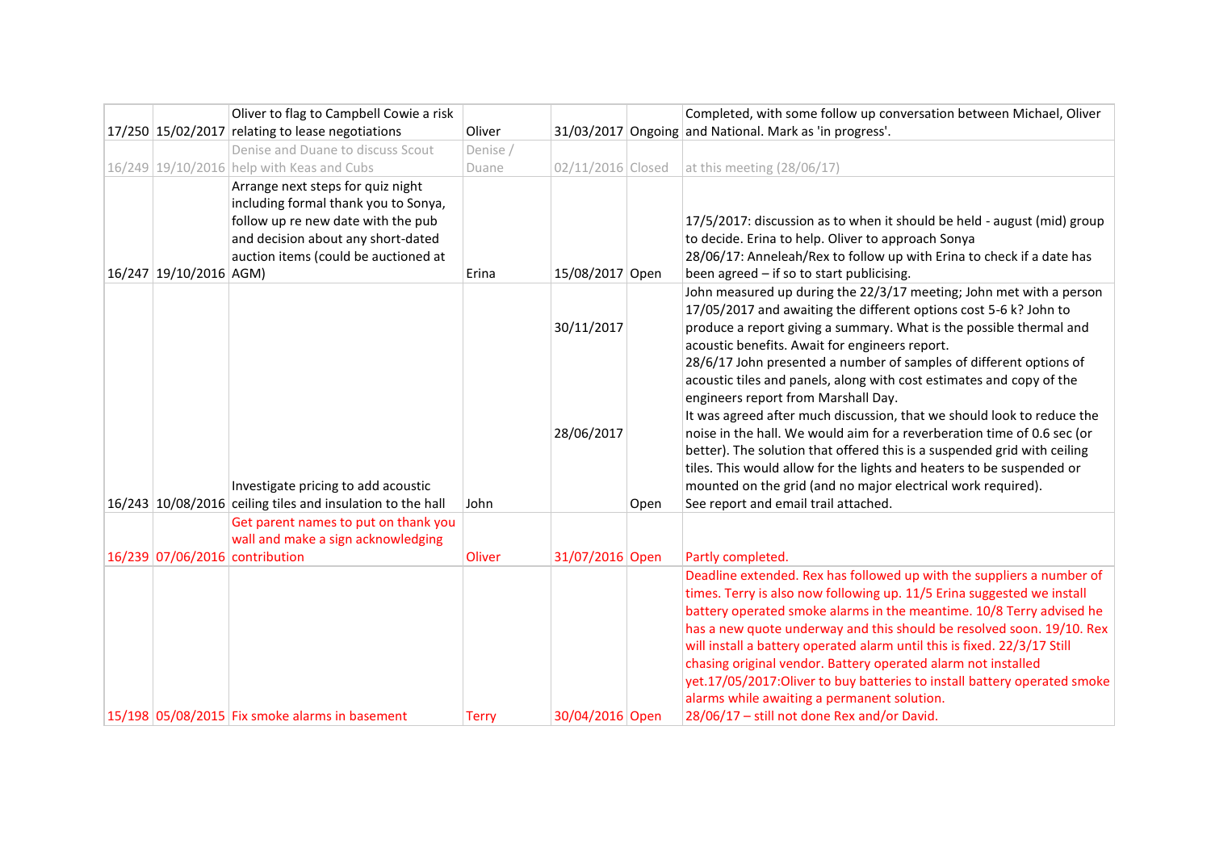| | | | | | | |
|---|---|---|---|---|---|---|
| 17/250 | 15/02/2017 | Oliver to flag to Campbell Cowie a risk relating to lease negotiations | Oliver | 31/03/2017 | Ongoing | Completed, with some follow up conversation between Michael, Oliver and National. Mark as 'in progress'. |
| 16/249 | 19/10/2016 | Denise and Duane to discuss Scout help with Keas and Cubs | Denise / Duane | 02/11/2016 | Closed | at this meeting (28/06/17) |
| 16/247 | 19/10/2016 | Arrange next steps for quiz night including formal thank you to Sonya, follow up re new date with the pub and decision about any short-dated auction items (could be auctioned at AGM) | Erina | 15/08/2017 | Open | 17/5/2017: discussion as to when it should be held - august (mid) group to decide. Erina to help. Oliver to approach Sonya<br>28/06/17: Anneleah/Rex to follow up with Erina to check if a date has been agreed – if so to start publicising. |
| 16/243 | 10/08/2016 | Investigate pricing to add acoustic ceiling tiles and insulation to the hall | John | 30/11/2017<br><br>28/06/2017 | Open | John measured up during the 22/3/17 meeting; John met with a person 17/05/2017 and awaiting the different options cost 5-6 k? John to produce a report giving a summary. What is the possible thermal and acoustic benefits. Await for engineers report.<br>28/6/17 John presented a number of samples of different options of acoustic tiles and panels, along with cost estimates and copy of the engineers report from Marshall Day.<br>It was agreed after much discussion, that we should look to reduce the noise in the hall. We would aim for a reverberation time of 0.6 sec (or better). The solution that offered this is a suspended grid with ceiling tiles. This would allow for the lights and heaters to be suspended or mounted on the grid (and no major electrical work required).<br>See report and email trail attached. |
| 16/239 | 07/06/2016 | Get parent names to put on thank you wall and make a sign acknowledging contribution | Oliver | 31/07/2016 | Open | Partly completed. |
| 15/198 | 05/08/2015 | Fix smoke alarms in basement | Terry | 30/04/2016 | Open | Deadline extended. Rex has followed up with the suppliers a number of times. Terry is also now following up. 11/5 Erina suggested we install battery operated smoke alarms in the meantime. 10/8 Terry advised he has a new quote underway and this should be resolved soon. 19/10. Rex will install a battery operated alarm until this is fixed. 22/3/17 Still chasing original vendor. Battery operated alarm not installed yet.17/05/2017:Oliver to buy batteries to install battery operated smoke alarms while awaiting a permanent solution.<br>28/06/17 – still not done Rex and/or David. |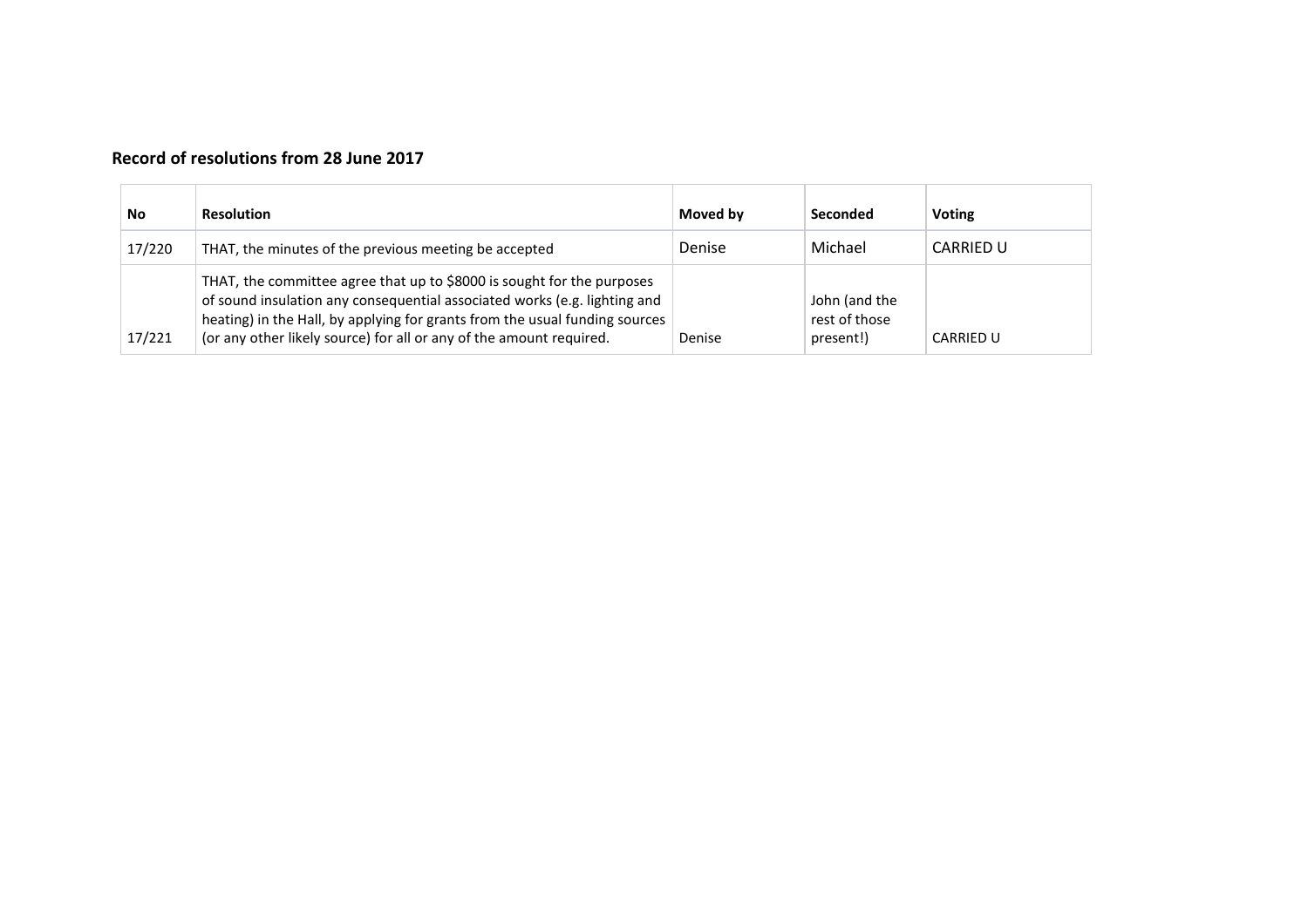**Record of resolutions from 28 June 2017**

| No | Resolution | Moved by | Seconded | Voting |
|---|---|---|---|---|
| 17/220 | THAT, the minutes of the previous meeting be accepted | Denise | Michael | CARRIED U |
| 17/221 | THAT, the committee agree that up to $8000 is sought for the purposes of sound insulation any consequential associated works (e.g. lighting and heating) in the Hall, by applying for grants from the usual funding sources (or any other likely source) for all or any of the amount required. | Denise | John (and the rest of those present!) | CARRIED U |